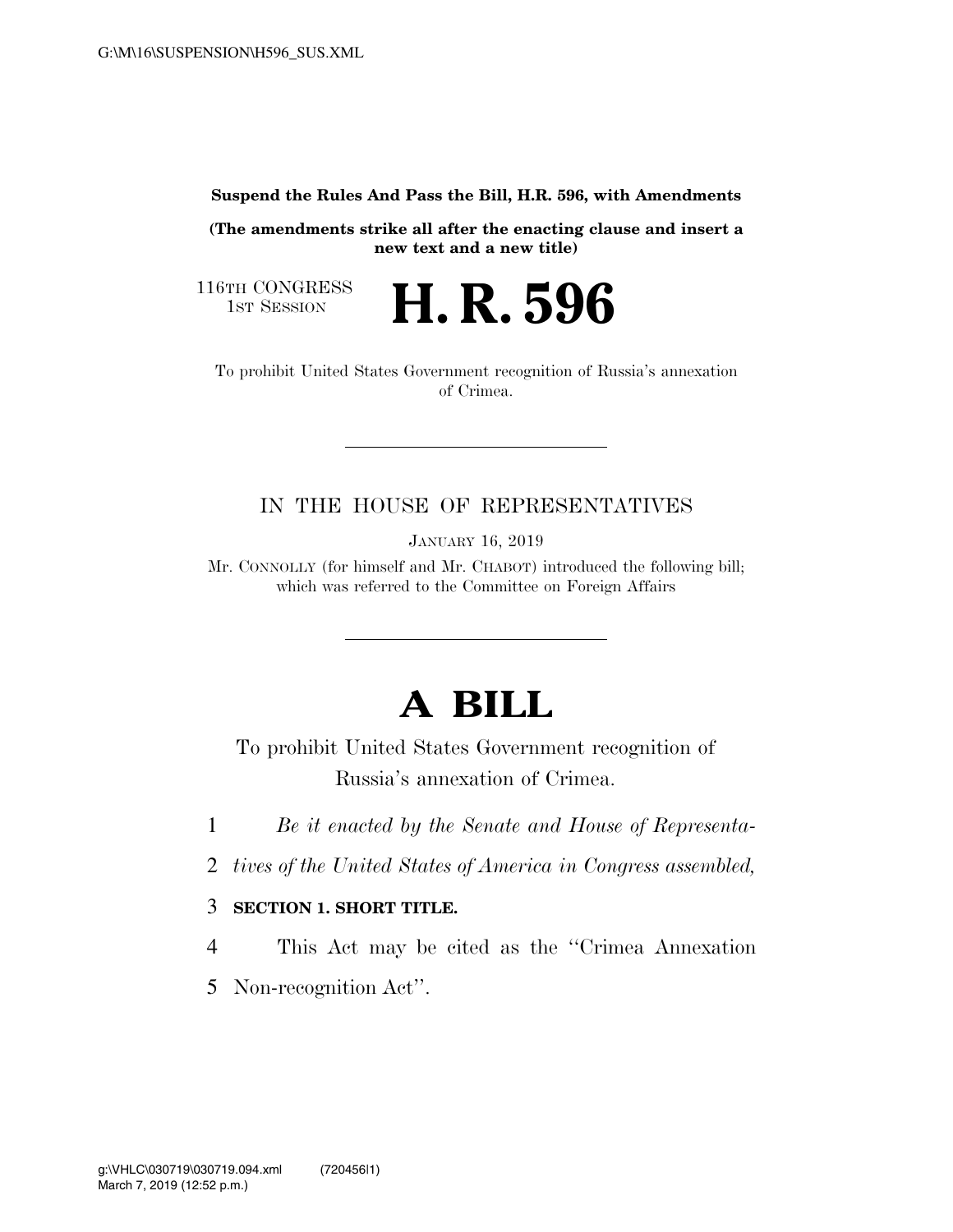**Suspend the Rules And Pass the Bill, H.R. 596, with Amendments**

**(The amendments strike all after the enacting clause and insert a new text and a new title)**

116TH CONGRESS
1ST SESSION

# H. R. 596

To prohibit United States Government recognition of Russia's annexation of Crimea.

IN THE HOUSE OF REPRESENTATIVES

JANUARY 16, 2019

Mr. CONNOLLY (for himself and Mr. CHABOT) introduced the following bill; which was referred to the Committee on Foreign Affairs

# A BILL

To prohibit United States Government recognition of Russia's annexation of Crimea.

1 *Be it enacted by the Senate and House of Representa-*
2 *tives of the United States of America in Congress assembled,*

3 **SECTION 1. SHORT TITLE.**

4 This Act may be cited as the ''Crimea Annexation
5 Non-recognition Act''.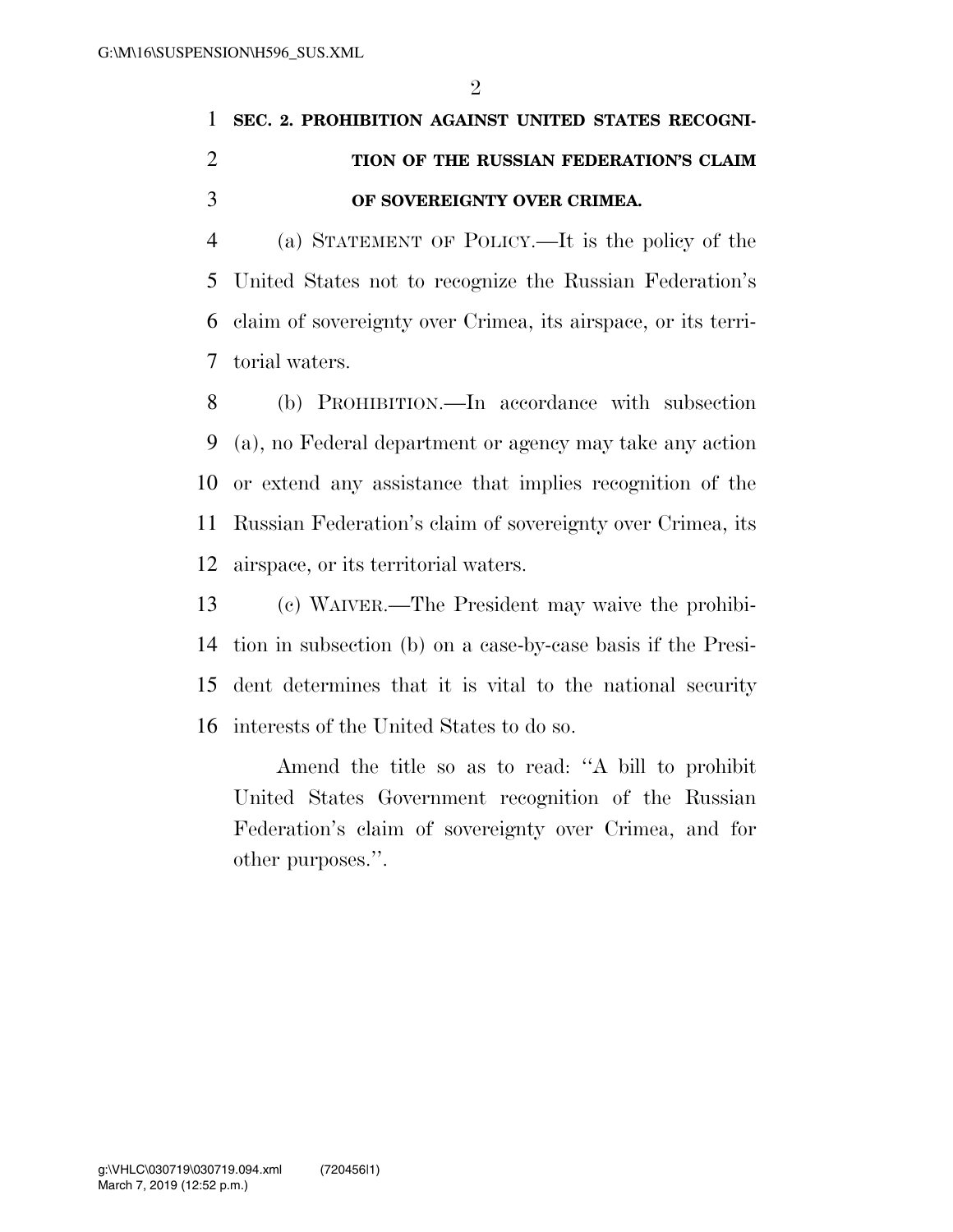**SEC. 2. PROHIBITION AGAINST UNITED STATES RECOGNITION OF THE RUSSIAN FEDERATION'S CLAIM OF SOVEREIGNTY OVER CRIMEA.**

(a) STATEMENT OF POLICY.—It is the policy of the United States not to recognize the Russian Federation's claim of sovereignty over Crimea, its airspace, or its territorial waters.

(b) PROHIBITION.—In accordance with subsection (a), no Federal department or agency may take any action or extend any assistance that implies recognition of the Russian Federation's claim of sovereignty over Crimea, its airspace, or its territorial waters.

(c) WAIVER.—The President may waive the prohibition in subsection (b) on a case-by-case basis if the President determines that it is vital to the national security interests of the United States to do so.

Amend the title so as to read: ''A bill to prohibit United States Government recognition of the Russian Federation's claim of sovereignty over Crimea, and for other purposes.''.